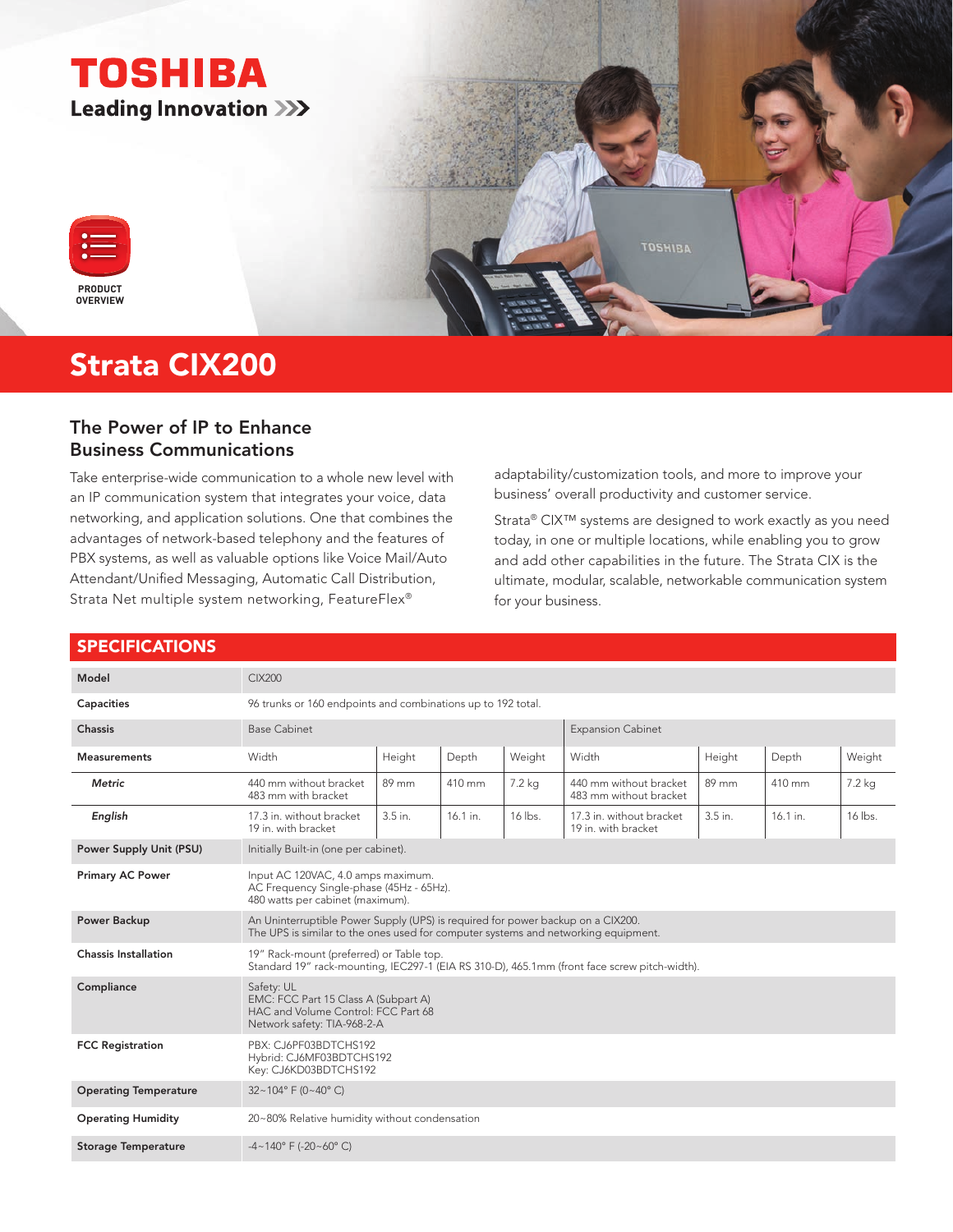TOSHIBA

Leading Innovation >>>

PRODUCT OVERVIEW

# Strata CIX200

## The Power of IP to Enhance Business Communications

Take enterprise-wide communication to a whole new level with an IP communication system that integrates your voice, data networking, and application solutions. One that combines the advantages of network-based telephony and the features of PBX systems, as well as valuable options like Voice Mail/Auto Attendant/Unified Messaging, Automatic Call Distribution, Strata Net multiple system networking, FeatureFlex® adaptability/customization tools, and more to improve your business' overall productivity and customer service.

Strata® CIX™ systems are designed to work exactly as you need today, in one or multiple locations, while enabling you to grow and add other capabilities in the future. The Strata CIX is the ultimate, modular, scalable, networkable communication system for your business.

## SPECIFICATIONS

| Model | CIX200 | | | | | | | |
|---|---|---|---|---|---|---|---|---|
| **Capacities** | 96 trunks or 160 endpoints and combinations up to 192 total. | | | | | | | |
| **Chassis** | Base Cabinet | | | | Expansion Cabinet | | | |
| **Measurements** | Width | Height | Depth | Weight | Width | Height | Depth | Weight |
| ***Metric*** | 440 mm without bracket 483 mm with bracket | 89 mm | 410 mm | 7.2 kg | 440 mm without bracket 483 mm without bracket | 89 mm | 410 mm | 7.2 kg |
| ***English*** | 17.3 in. without bracket 19 in. with bracket | 3.5 in. | 16.1 in. | 16 lbs. | 17.3 in. without bracket 19 in. with bracket | 3.5 in. | 16.1 in. | 16 lbs. |
| **Power Supply Unit (PSU)** | Initially Built-in (one per cabinet). | | | | | | | |
| **Primary AC Power** | Input AC 120VAC, 4.0 amps maximum. AC Frequency Single-phase (45Hz - 65Hz). 480 watts per cabinet (maximum). | | | | | | | |
| **Power Backup** | An Uninterruptible Power Supply (UPS) is required for power backup on a CIX200. The UPS is similar to the ones used for computer systems and networking equipment. | | | | | | | |
| **Chassis Installation** | 19" Rack-mount (preferred) or Table top. Standard 19" rack-mounting, IEC297-1 (EIA RS 310-D), 465.1mm (front face screw pitch-width). | | | | | | | |
| **Compliance** | Safety: UL EMC: FCC Part 15 Class A (Subpart A) HAC and Volume Control: FCC Part 68 Network safety: TIA-968-2-A | | | | | | | |
| **FCC Registration** | PBX: CJ6PF03BDTCHS192 Hybrid: CJ6MF03BDTCHS192 Key: CJ6KD03BDTCHS192 | | | | | | | |
| **Operating Temperature** | 32~104° F (0~40° C) | | | | | | | |
| **Operating Humidity** | 20~80% Relative humidity without condensation | | | | | | | |
| **Storage Temperature** | -4~140° F (-20~60° C) | | | | | | | |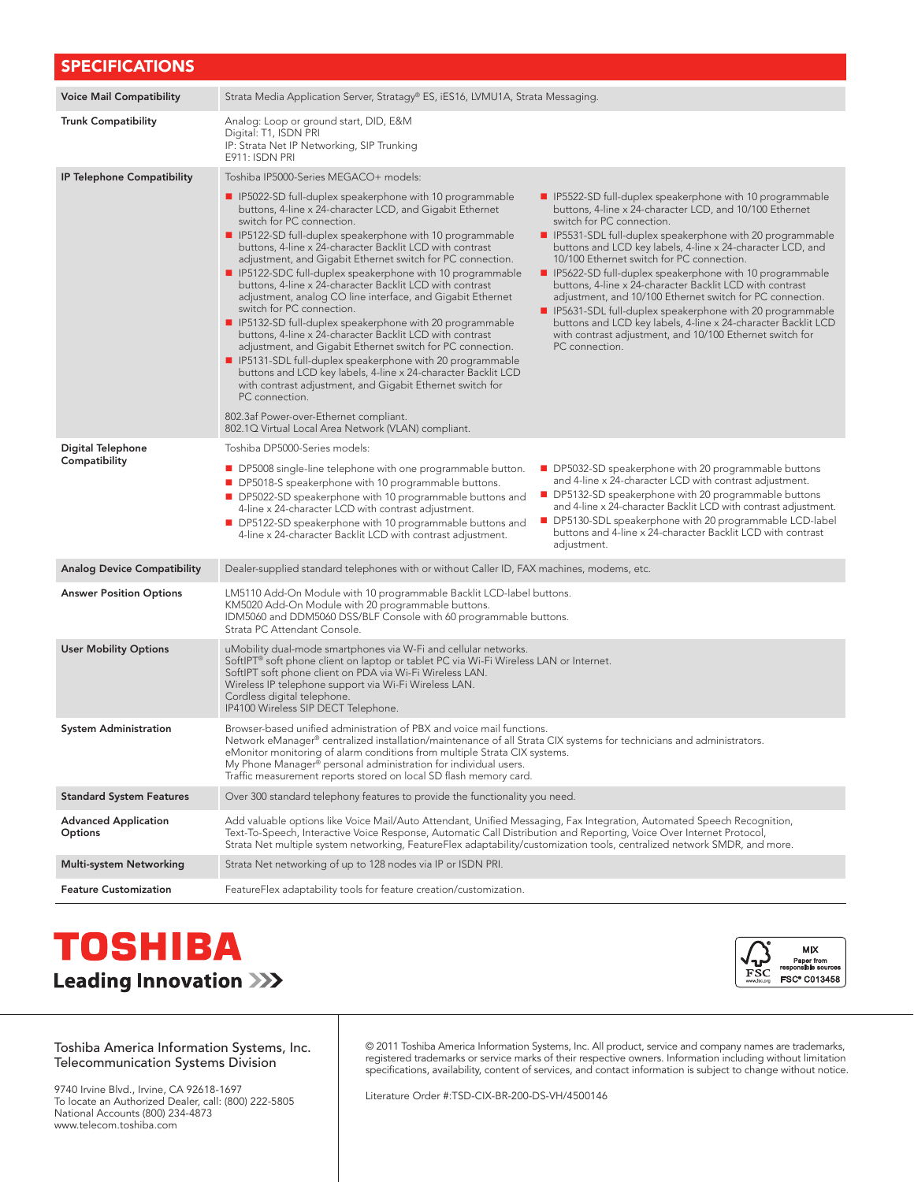## SPECIFICATIONS

| | |
|---|---|
| **Voice Mail Compatibility** | Strata Media Application Server, Stratagy® ES, iES16, LVMU1A, Strata Messaging. |
| **Trunk Compatibility** | Analog: Loop or ground start, DID, E&M<br>Digital: T1, ISDN PRI<br>IP: Strata Net IP Networking, SIP Trunking<br>E911: ISDN PRI |
| **IP Telephone Compatibility** | Toshiba IP5000-Series MEGACO+ models:<br>■ IP5022-SD full-duplex speakerphone with 10 programmable buttons, 4-line x 24-character LCD, and Gigabit Ethernet switch for PC connection.<br>■ IP5122-SD full-duplex speakerphone with 10 programmable buttons, 4-line x 24-character Backlit LCD with contrast adjustment, and Gigabit Ethernet switch for PC connection.<br>■ IP5122-SDC full-duplex speakerphone with 10 programmable buttons, 4-line x 24-character Backlit LCD with contrast adjustment, analog CO line interface, and Gigabit Ethernet switch for PC connection.<br>■ IP5132-SD full-duplex speakerphone with 20 programmable buttons, 4-line x 24-character Backlit LCD with contrast adjustment, and Gigabit Ethernet switch for PC connection.<br>■ IP5131-SDL full-duplex speakerphone with 20 programmable buttons and LCD key labels, 4-line x 24-character Backlit LCD with contrast adjustment, and Gigabit Ethernet switch for PC connection.<br>■ IP5522-SD full-duplex speakerphone with 10 programmable buttons, 4-line x 24-character LCD, and 10/100 Ethernet switch for PC connection.<br>■ IP5531-SDL full-duplex speakerphone with 20 programmable buttons and LCD key labels, 4-line x 24-character LCD, and 10/100 Ethernet switch for PC connection.<br>■ IP5622-SD full-duplex speakerphone with 10 programmable buttons, 4-line x 24-character Backlit LCD with contrast adjustment, and 10/100 Ethernet switch for PC connection.<br>■ IP5631-SDL full-duplex speakerphone with 20 programmable buttons and LCD key labels, 4-line x 24-character Backlit LCD with contrast adjustment, and 10/100 Ethernet switch for PC connection.<br>802.3af Power-over-Ethernet compliant.<br>802.1Q Virtual Local Area Network (VLAN) compliant. |
| **Digital Telephone Compatibility** | Toshiba DP5000-Series models:<br>■ DP5008 single-line telephone with one programmable button.<br>■ DP5018-S speakerphone with 10 programmable buttons.<br>■ DP5022-SD speakerphone with 10 programmable buttons and 4-line x 24-character LCD with contrast adjustment.<br>■ DP5122-SD speakerphone with 10 programmable buttons and 4-line x 24-character Backlit LCD with contrast adjustment.<br>■ DP5032-SD speakerphone with 20 programmable buttons and 4-line x 24-character LCD with contrast adjustment.<br>■ DP5132-SD speakerphone with 20 programmable buttons and 4-line x 24-character Backlit LCD with contrast adjustment.<br>■ DP5130-SDL speakerphone with 20 programmable LCD-label buttons and 4-line x 24-character Backlit LCD with contrast adjustment. |
| **Analog Device Compatibility** | Dealer-supplied standard telephones with or without Caller ID, FAX machines, modems, etc. |
| **Answer Position Options** | LM5110 Add-On Module with 10 programmable Backlit LCD-label buttons.<br>KM5020 Add-On Module with 20 programmable buttons.<br>IDM5060 and DDM5060 DSS/BLF Console with 60 programmable buttons.<br>Strata PC Attendant Console. |
| **User Mobility Options** | uMobility dual-mode smartphones via Wi-Fi and cellular networks.<br>SoftIPT® soft phone client on laptop or tablet PC via Wi-Fi Wireless LAN or Internet.<br>SoftIPT soft phone client on PDA via Wi-Fi Wireless LAN.<br>Wireless IP telephone support via Wi-Fi Wireless LAN.<br>Cordless digital telephone.<br>IP4100 Wireless SIP DECT Telephone. |
| **System Administration** | Browser-based unified administration of PBX and voice mail functions.<br>Network eManager® centralized installation/maintenance of all Strata CIX systems for technicians and administrators.<br>eMonitor monitoring of alarm conditions from multiple Strata CIX systems.<br>My Phone Manager® personal administration for individual users.<br>Traffic measurement reports stored on local SD flash memory card. |
| **Standard System Features** | Over 300 standard telephony features to provide the functionality you need. |
| **Advanced Application Options** | Add valuable options like Voice Mail/Auto Attendant, Unified Messaging, Fax Integration, Automated Speech Recognition, Text-To-Speech, Interactive Voice Response, Automatic Call Distribution and Reporting, Voice Over Internet Protocol, Strata Net multiple system networking, FeatureFlex adaptability/customization tools, centralized network SMDR, and more. |
| **Multi-system Networking** | Strata Net networking of up to 128 nodes via IP or ISDN PRI. |
| **Feature Customization** | FeatureFlex adaptability tools for feature creation/customization. |

**TOSHIBA**
Leading Innovation >>>

MIX
Paper from responsible sources
FSC® C013458

Toshiba America Information Systems, Inc.
Telecommunication Systems Division

9740 Irvine Blvd., Irvine, CA 92618-1697
To locate an Authorized Dealer, call: (800) 222-5805
National Accounts (800) 234-4873
www.telecom.toshiba.com

© 2011 Toshiba America Information Systems, Inc. All product, service and company names are trademarks, registered trademarks or service marks of their respective owners. Information including without limitation specifications, availability, content of services, and contact information is subject to change without notice.

Literature Order #:TSD-CIX-BR-200-DS-VH/4500146